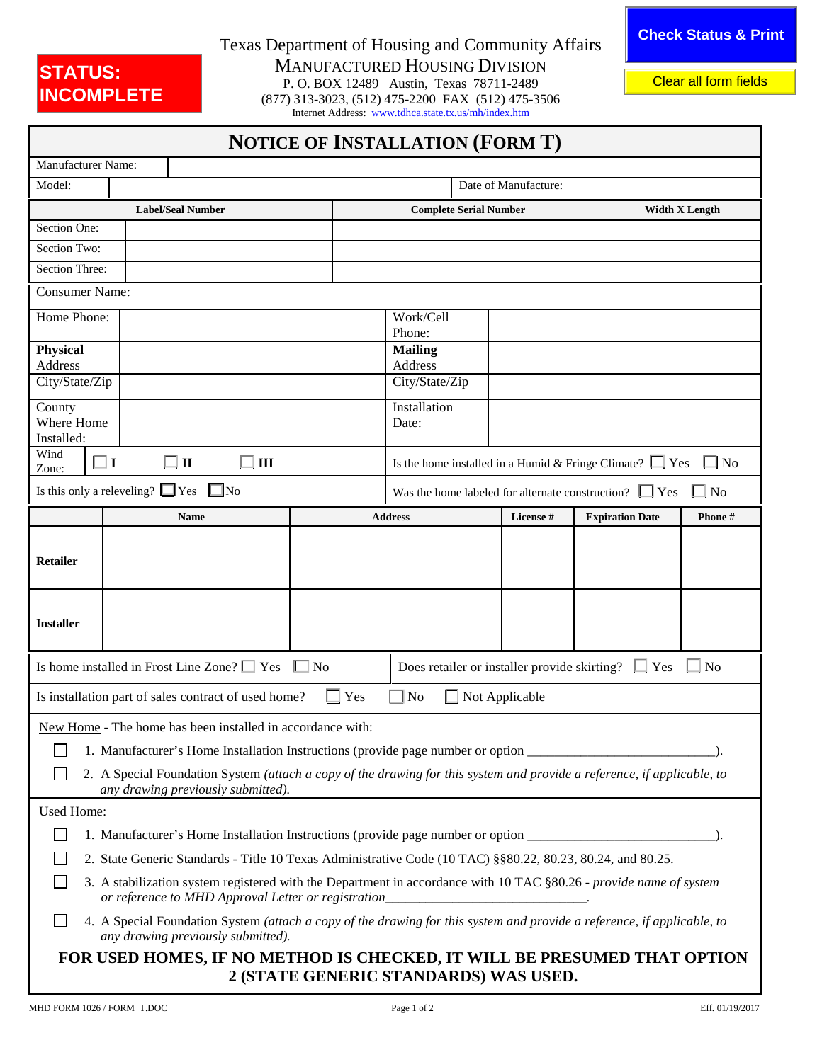STATUS: INCOMPLETE

Check Status & Print

Clear all form fields

Texas Department of Housing and Community Affairs
MANUFACTURED HOUSING DIVISION
P. O. BOX 12489 Austin, Texas 78711-2489
(877) 313-3023, (512) 475-2200 FAX (512) 475-3506
Internet Address: www.tdhca.state.tx.us/mh/index.htm

# NOTICE OF INSTALLATION (FORM T)

| Manufacturer Name: | | |
|---|---|---|
| Model: | | Date of Manufacture: |

| | Label/Seal Number | Complete Serial Number | Width X Length |
|---|---|---|---|
| Section One: | | | |
| Section Two: | | | |
| Section Three: | | | |

Consumer Name:

| | | | |
|---|---|---|---|
| Home Phone: | | Work/Cell Phone: | |
| **Physical** Address | | **Mailing** Address | |
| City/State/Zip | | City/State/Zip | |
| County Where Home Installed: | | Installation Date: | |

Wind Zone: ☐ I ☐ II ☐ III

Is the home installed in a Humid & Fringe Climate? ☐ Yes ☐ No

Is this only a releveling? ☐ Yes ☐ No

Was the home labeled for alternate construction? ☐ Yes ☐ No

| | Name | Address | License # | Expiration Date | Phone # |
|---|---|---|---|---|---|
| **Retailer** | | | | | |
| **Installer** | | | | | |

Is home installed in Frost Line Zone? ☐ Yes ☐ No

Does retailer or installer provide skirting? ☐ Yes ☐ No

Is installation part of sales contract of used home? ☐ Yes ☐ No ☐ Not Applicable

New Home - The home has been installed in accordance with:

☐ 1. Manufacturer's Home Installation Instructions (provide page number or option ___________________________).

☐ 2. A Special Foundation System *(attach a copy of the drawing for this system and provide a reference, if applicable, to any drawing previously submitted).*

Used Home:

☐ 1. Manufacturer's Home Installation Instructions (provide page number or option ___________________________).

☐ 2. State Generic Standards - Title 10 Texas Administrative Code (10 TAC) §§80.22, 80.23, 80.24, and 80.25.

☐ 3. A stabilization system registered with the Department in accordance with 10 TAC §80.26 - *provide name of system or reference to MHD Approval Letter or registration*_____________________________.

☐ 4. A Special Foundation System *(attach a copy of the drawing for this system and provide a reference, if applicable, to any drawing previously submitted).*

**FOR USED HOMES, IF NO METHOD IS CHECKED, IT WILL BE PRESUMED THAT OPTION 2 (STATE GENERIC STANDARDS) WAS USED.**

MHD FORM 1026 / FORM_T.DOC Eff. 01/19/2017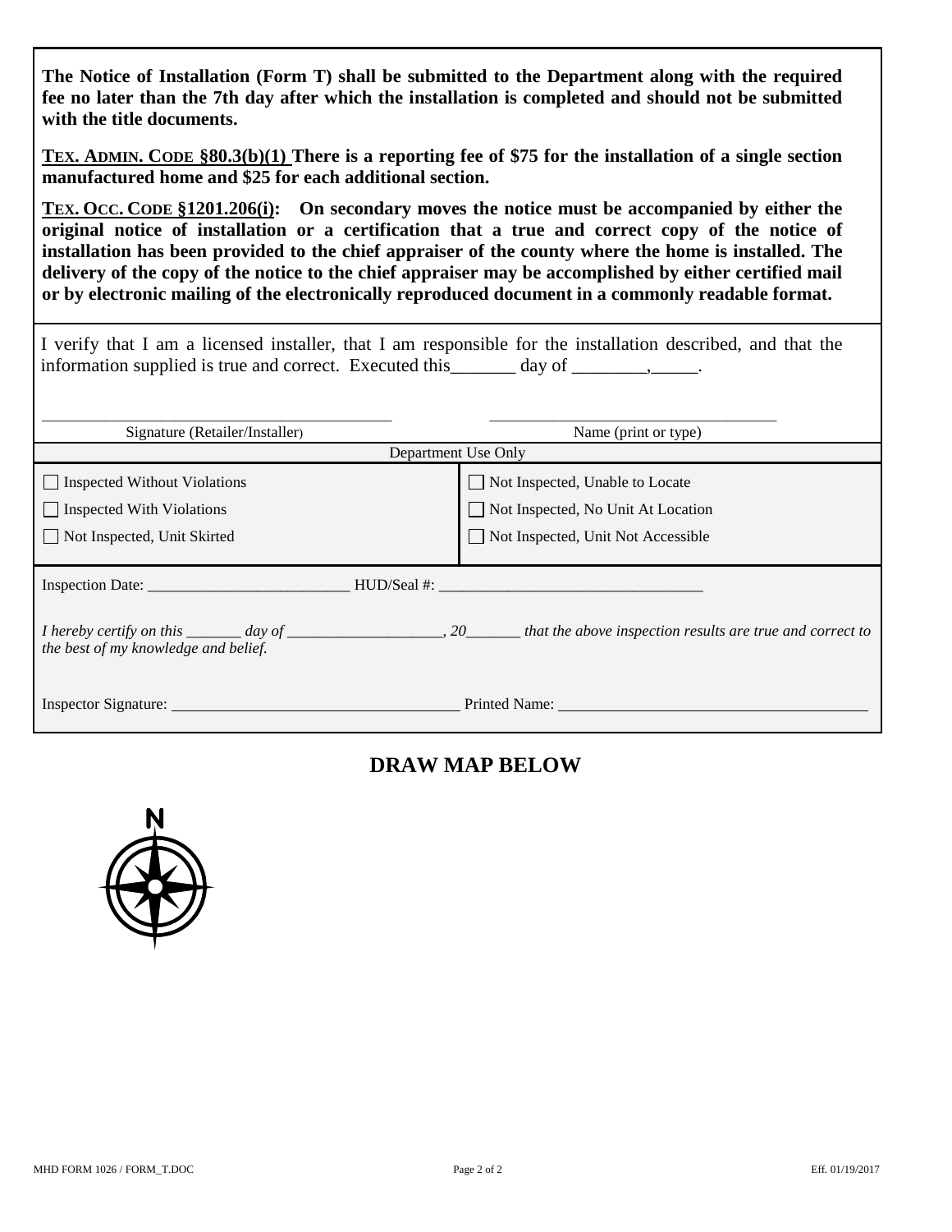**The Notice of Installation (Form T) shall be submitted to the Department along with the required fee no later than the 7th day after which the installation is completed and should not be submitted with the title documents.**

**TEX. ADMIN. CODE §80.3(b)(1) There is a reporting fee of $75 for the installation of a single section manufactured home and $25 for each additional section.**

**TEX. OCC. CODE §1201.206(i): On secondary moves the notice must be accompanied by either the original notice of installation or a certification that a true and correct copy of the notice of installation has been provided to the chief appraiser of the county where the home is installed. The delivery of the copy of the notice to the chief appraiser may be accomplished by either certified mail or by electronic mailing of the electronically reproduced document in a commonly readable format.**

I verify that I am a licensed installer, that I am responsible for the installation described, and that the information supplied is true and correct. Executed this_______ day of ________,_____.

| | |
|---|---|
| Signature (Retailer/Installer) | Name (print or type) |

Department Use Only

| | |
|---|---|
| ☐ Inspected Without Violations | ☐ Not Inspected, Unable to Locate |
| ☐ Inspected With Violations | ☐ Not Inspected, No Unit At Location |
| ☐ Not Inspected, Unit Skirted | ☐ Not Inspected, Unit Not Accessible |

Inspection Date: _________________________ HUD/Seal #: _________________________________

*I hereby certify on this _______ day of ___________________, 20_______ that the above inspection results are true and correct to the best of my knowledge and belief.*

Inspector Signature: ___________________________________ Printed Name: ______________________________________

## DRAW MAP BELOW

N